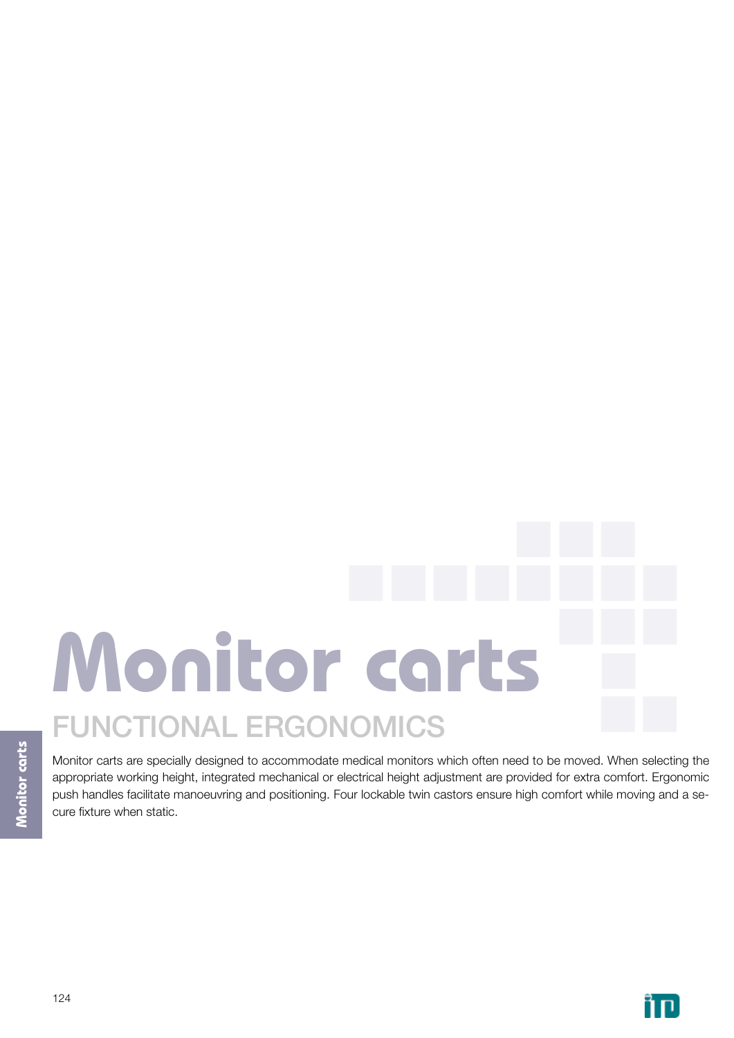# Monitor carts

## FUNCTIONAL ERGONOMICS

Monitor carts are specially designed to accommodate medical monitors which often need to be moved. When selecting the appropriate working height, integrated mechanical or electrical height adjustment are provided for extra comfort. Ergonomic push handles facilitate manoeuvring and positioning. Four lockable twin castors ensure high comfort while moving and a secure fixture when static.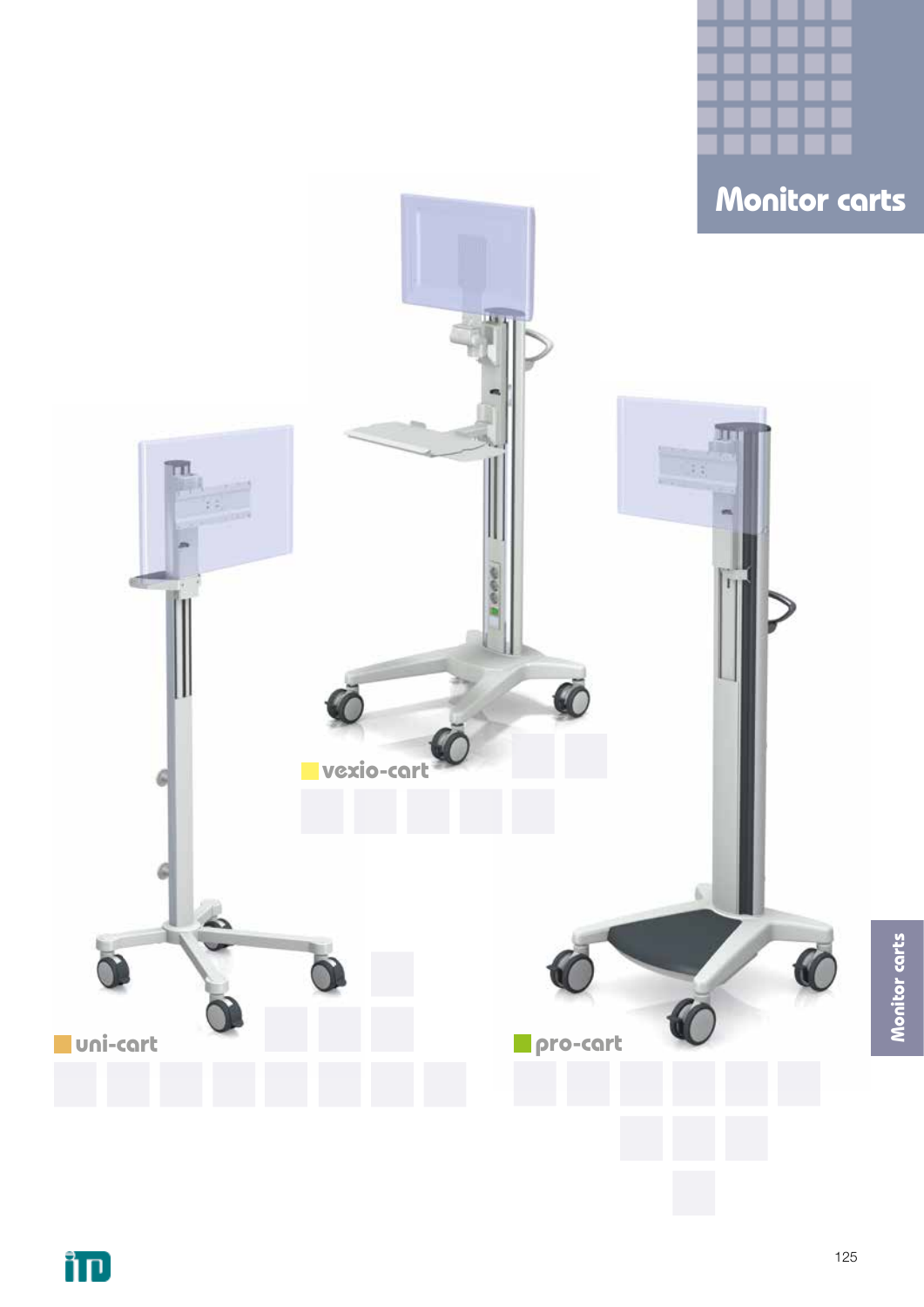# Monitor carts

vexio-cart

uni-cart

pro-cart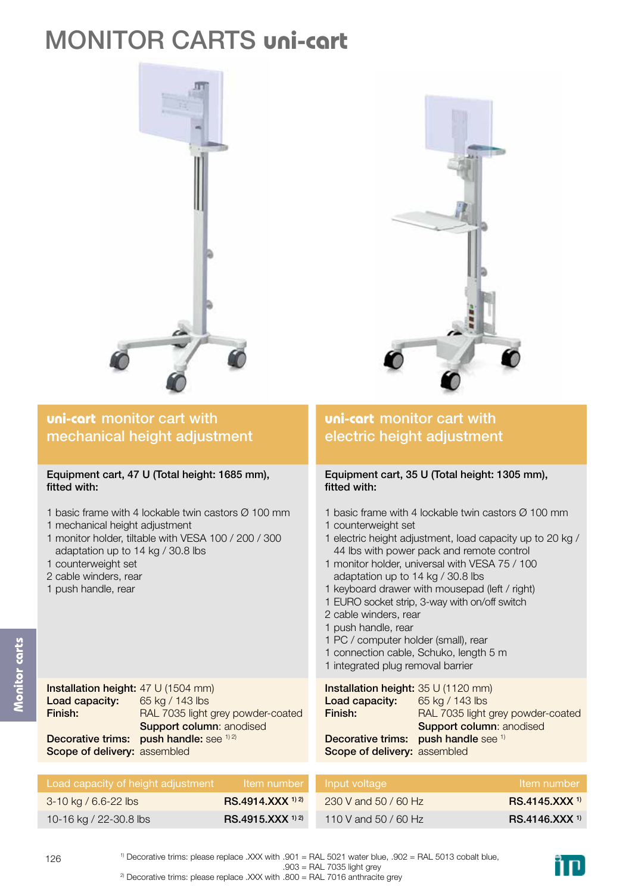# MONITOR CARTS uni-cart

## uni-cart monitor cart with mechanical height adjustment

**Equipment cart, 47 U (Total height: 1685 mm), fitted with:**

1 basic frame with 4 lockable twin castors Ø 100 mm
1 mechanical height adjustment
1 monitor holder, tiltable with VESA 100 / 200 / 300 adaptation up to 14 kg / 30.8 lbs
1 counterweight set
2 cable winders, rear
1 push handle, rear

**Installation height:** 47 U (1504 mm)
**Load capacity:** 65 kg / 143 lbs
**Finish:** RAL 7035 light grey powder-coated
**Support column**: anodised
**Decorative trims:** **push handle:** see [1) 2)]
**Scope of delivery:** assembled

| Load capacity of height adjustment | Item number |
|---|---|
| 3-10 kg / 6.6-22 lbs | **RS.4914.XXX** [1) 2)] |
| 10-16 kg / 22-30.8 lbs | **RS.4915.XXX** [1) 2)] |

## uni-cart monitor cart with electric height adjustment

**Equipment cart, 35 U (Total height: 1305 mm), fitted with:**

1 basic frame with 4 lockable twin castors Ø 100 mm
1 counterweight set
1 electric height adjustment, load capacity up to 20 kg / 44 lbs with power pack and remote control
1 monitor holder, universal with VESA 75 / 100 adaptation up to 14 kg / 30.8 lbs
1 keyboard drawer with mousepad (left / right)
1 EURO socket strip, 3-way with on/off switch
2 cable winders, rear
1 push handle, rear
1 PC / computer holder (small), rear
1 connection cable, Schuko, length 5 m
1 integrated plug removal barrier

**Installation height:** 35 U (1120 mm)
**Load capacity:** 65 kg / 143 lbs
**Finish:** RAL 7035 light grey powder-coated
**Support column**: anodised
**Decorative trims:** **push handle** see [1)]
**Scope of delivery:** assembled

| Input voltage | Item number |
|---|---|
| 230 V and 50 / 60 Hz | **RS.4145.XXX** [1)] |
| 110 V and 50 / 60 Hz | **RS.4146.XXX** [1)] |

[1)] Decorative trims: please replace .XXX with .901 = RAL 5021 water blue, .902 = RAL 5013 cobalt blue, .903 = RAL 7035 light grey
[2)] Decorative trims: please replace .XXX with .800 = RAL 7016 anthracite grey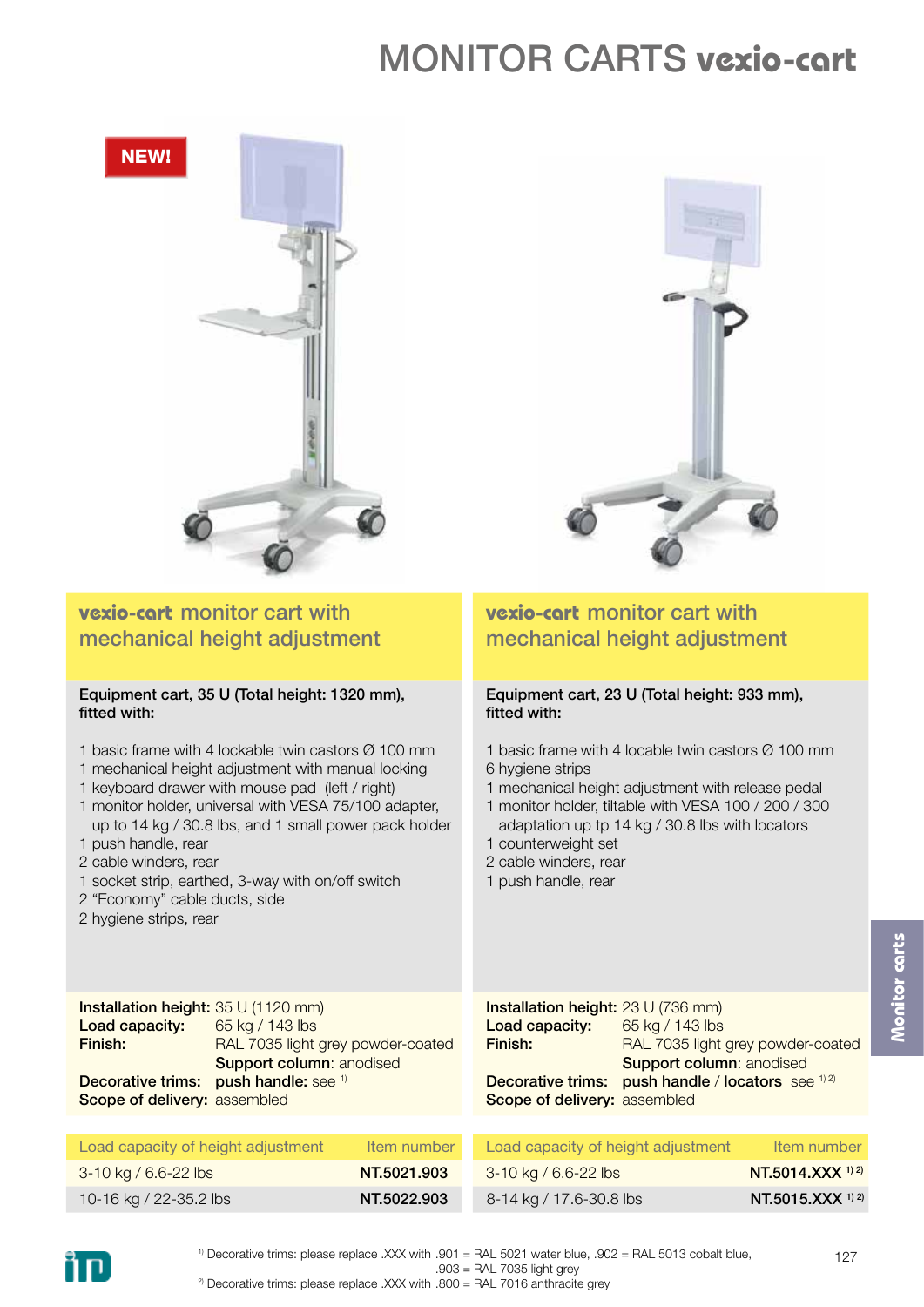# MONITOR CARTS vexio-cart

NEW!

## vexio-cart monitor cart with mechanical height adjustment

**Equipment cart, 35 U (Total height: 1320 mm), fitted with:**

1 basic frame with 4 lockable twin castors Ø 100 mm
1 mechanical height adjustment with manual locking
1 keyboard drawer with mouse pad (left / right)
1 monitor holder, universal with VESA 75/100 adapter, up to 14 kg / 30.8 lbs, and 1 small power pack holder
1 push handle, rear
2 cable winders, rear
1 socket strip, earthed, 3-way with on/off switch
2 "Economy" cable ducts, side
2 hygiene strips, rear

**Installation height:** 35 U (1120 mm)
**Load capacity:** 65 kg / 143 lbs
**Finish:** RAL 7035 light grey powder-coated
**Support column**: anodised
**Decorative trims:** **push handle:** see [1]
**Scope of delivery:** assembled

| Load capacity of height adjustment | Item number |
|---|---|
| 3-10 kg / 6.6-22 lbs | **NT.5021.903** |
| 10-16 kg / 22-35.2 lbs | **NT.5022.903** |

## vexio-cart monitor cart with mechanical height adjustment

**Equipment cart, 23 U (Total height: 933 mm), fitted with:**

1 basic frame with 4 locable twin castors Ø 100 mm
6 hygiene strips
1 mechanical height adjustment with release pedal
1 monitor holder, tiltable with VESA 100 / 200 / 300 adaptation up tp 14 kg / 30.8 lbs with locators
1 counterweight set
2 cable winders, rear
1 push handle, rear

**Installation height:** 23 U (736 mm)
**Load capacity:** 65 kg / 143 lbs
**Finish:** RAL 7035 light grey powder-coated
**Support column**: anodised
**Decorative trims:** **push handle** / **locators** see [1,2]
**Scope of delivery:** assembled

| Load capacity of height adjustment | Item number |
|---|---|
| 3-10 kg / 6.6-22 lbs | **NT.5014.XXX** [1,2] |
| 8-14 kg / 17.6-30.8 lbs | **NT.5015.XXX** [1,2] |

[1] Decorative trims: please replace .XXX with .901 = RAL 5021 water blue, .902 = RAL 5013 cobalt blue, .903 = RAL 7035 light grey

[2] Decorative trims: please replace .XXX with .800 = RAL 7016 anthracite grey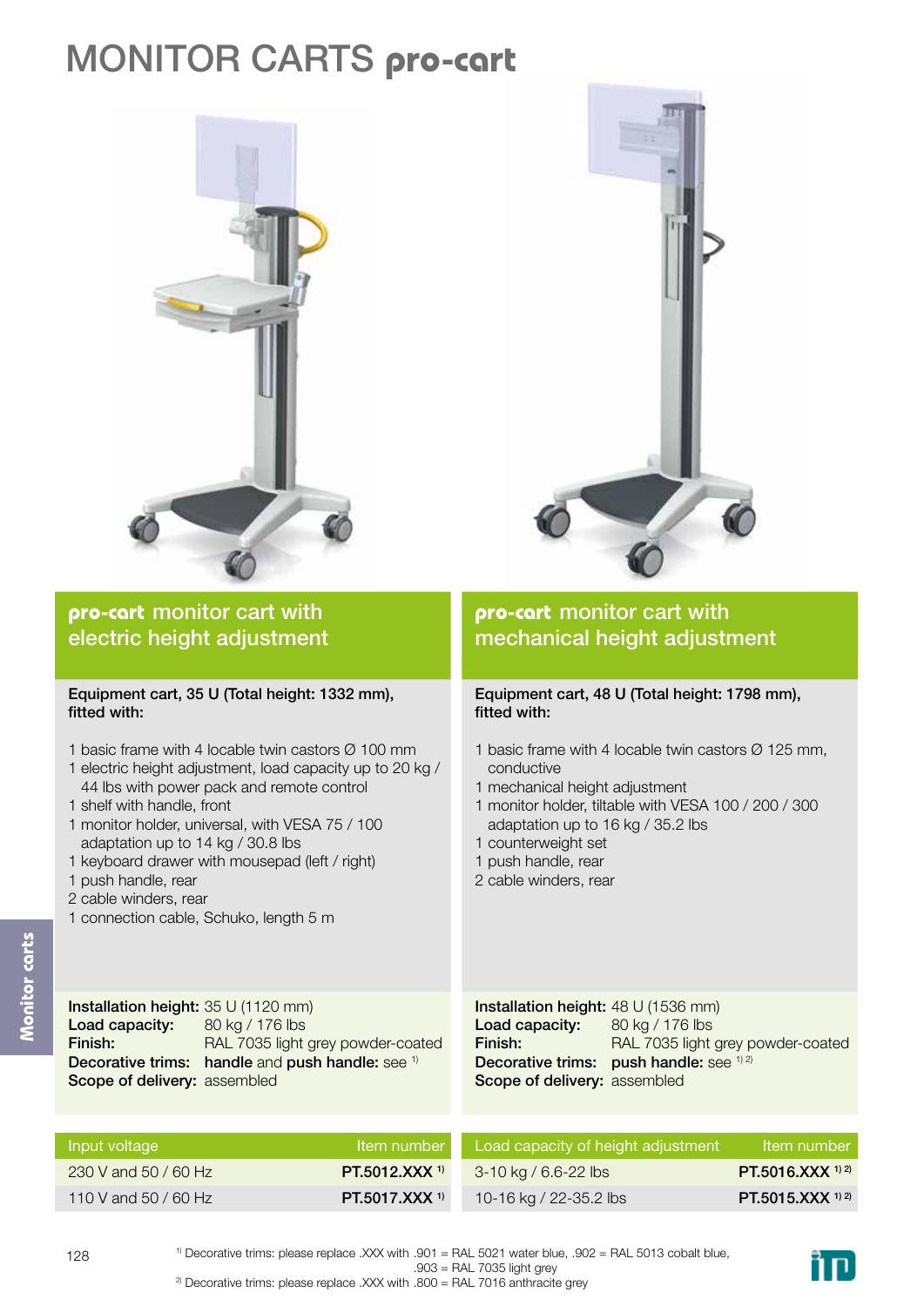# MONITOR CARTS pro-cart

## pro-cart monitor cart with electric height adjustment

**Equipment cart, 35 U (Total height: 1332 mm), fitted with:**

1 basic frame with 4 locable twin castors Ø 100 mm
1 electric height adjustment, load capacity up to 20 kg / 44 lbs with power pack and remote control
1 shelf with handle, front
1 monitor holder, universal, with VESA 75 / 100 adaptation up to 14 kg / 30.8 lbs
1 keyboard drawer with mousepad (left / right)
1 push handle, rear
2 cable winders, rear
1 connection cable, Schuko, length 5 m

**Installation height:** 35 U (1120 mm)
**Load capacity:** 80 kg / 176 lbs
**Finish:** RAL 7035 light grey powder-coated
**Decorative trims:** handle and push handle: see [1]
**Scope of delivery:** assembled

| Input voltage | Item number |
|---|---|
| 230 V and 50 / 60 Hz | **PT.5012.XXX** [1] |
| 110 V and 50 / 60 Hz | **PT.5017.XXX** [1] |

## pro-cart monitor cart with mechanical height adjustment

**Equipment cart, 48 U (Total height: 1798 mm), fitted with:**

1 basic frame with 4 locable twin castors Ø 125 mm, conductive
1 mechanical height adjustment
1 monitor holder, tiltable with VESA 100 / 200 / 300 adaptation up to 16 kg / 35.2 lbs
1 counterweight set
1 push handle, rear
2 cable winders, rear

**Installation height:** 48 U (1536 mm)
**Load capacity:** 80 kg / 176 lbs
**Finish:** RAL 7035 light grey powder-coated
**Decorative trims:** push handle: see [1] [2]
**Scope of delivery:** assembled

| Load capacity of height adjustment | Item number |
|---|---|
| 3-10 kg / 6.6-22 lbs | **PT.5016.XXX** [1] [2] |
| 10-16 kg / 22-35.2 lbs | **PT.5015.XXX** [1] [2] |

[1] Decorative trims: please replace .XXX with .901 = RAL 5021 water blue, .902 = RAL 5013 cobalt blue, .903 = RAL 7035 light grey
[2] Decorative trims: please replace .XXX with .800 = RAL 7016 anthracite grey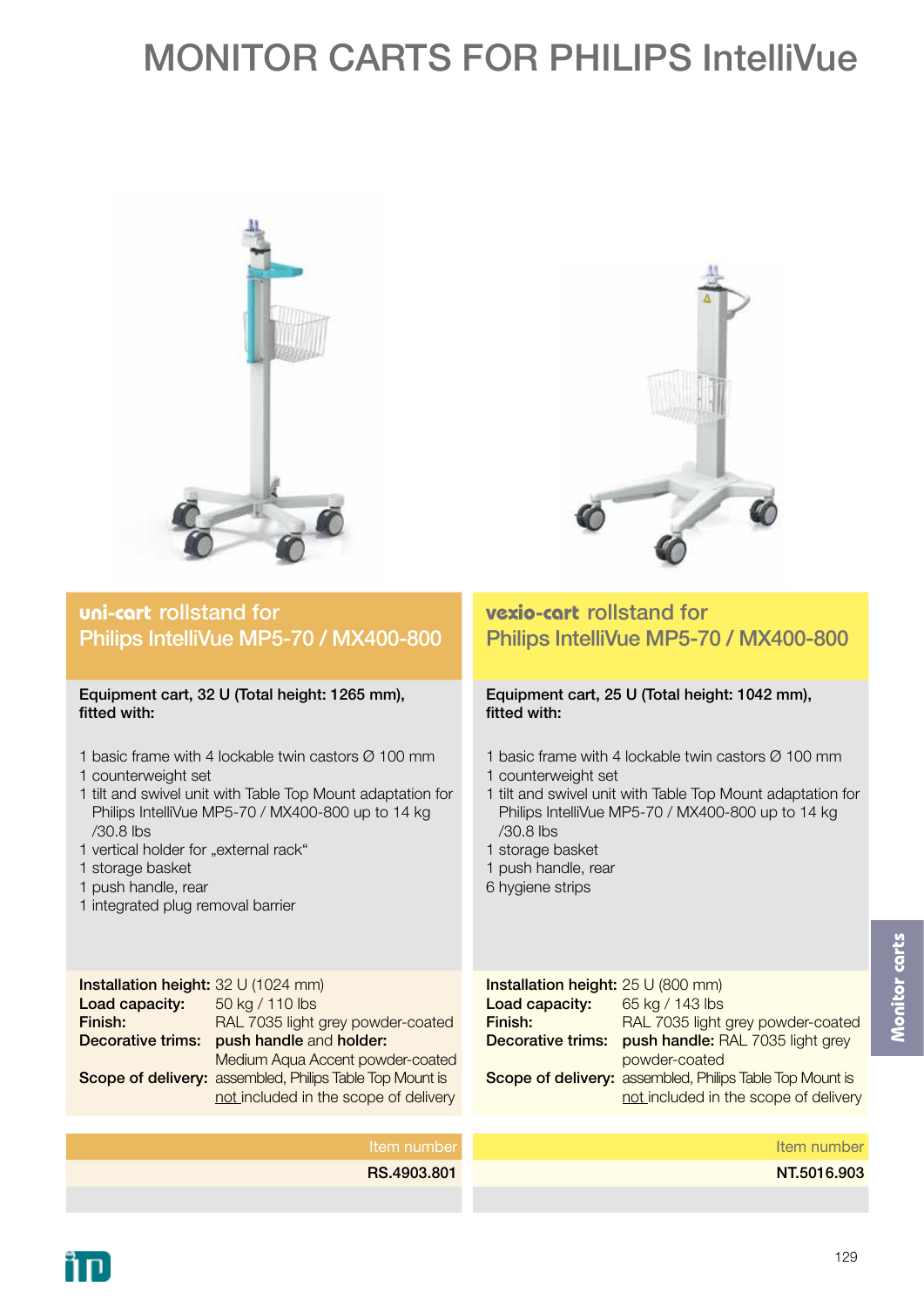# MONITOR CARTS FOR PHILIPS IntelliVue

## uni-cart rollstand for Philips IntelliVue MP5-70 / MX400-800

**Equipment cart, 32 U (Total height: 1265 mm), fitted with:**

1 basic frame with 4 lockable twin castors Ø 100 mm
1 counterweight set
1 tilt and swivel unit with Table Top Mount adaptation for Philips IntelliVue MP5-70 / MX400-800 up to 14 kg /30.8 lbs
1 vertical holder for „external rack“
1 storage basket
1 push handle, rear
1 integrated plug removal barrier

| | |
|---|---|
| **Installation height:** | 32 U (1024 mm) |
| **Load capacity:** | 50 kg / 110 lbs |
| **Finish:** | RAL 7035 light grey powder-coated |
| **Decorative trims:** | **push handle** and **holder:** Medium Aqua Accent powder-coated |
| **Scope of delivery:** | assembled, Philips Table Top Mount is not included in the scope of delivery |

| Item number |
|---|
| **RS.4903.801** |

## vexio-cart rollstand for Philips IntelliVue MP5-70 / MX400-800

**Equipment cart, 25 U (Total height: 1042 mm), fitted with:**

1 basic frame with 4 lockable twin castors Ø 100 mm
1 counterweight set
1 tilt and swivel unit with Table Top Mount adaptation for Philips IntelliVue MP5-70 / MX400-800 up to 14 kg /30.8 lbs
1 storage basket
1 push handle, rear
6 hygiene strips

| | |
|---|---|
| **Installation height:** | 25 U (800 mm) |
| **Load capacity:** | 65 kg / 143 lbs |
| **Finish:** | RAL 7035 light grey powder-coated |
| **Decorative trims:** | **push handle:** RAL 7035 light grey powder-coated |
| **Scope of delivery:** | assembled, Philips Table Top Mount is not included in the scope of delivery |

| Item number |
|---|
| **NT.5016.903** |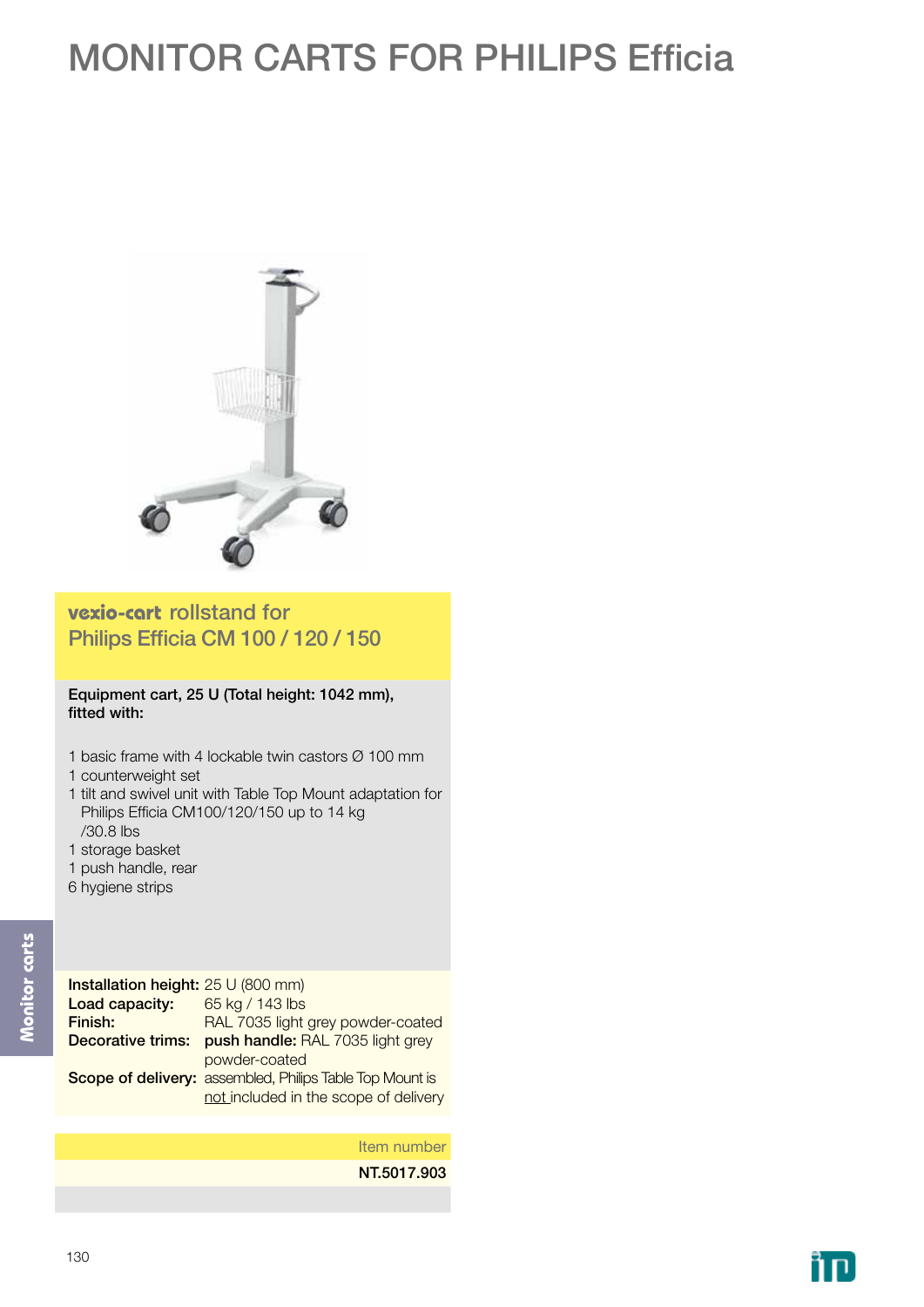# MONITOR CARTS FOR PHILIPS Efficia

## vexio-cart rollstand for Philips Efficia CM 100 / 120 / 150

**Equipment cart, 25 U (Total height: 1042 mm), fitted with:**

1 basic frame with 4 lockable twin castors Ø 100 mm
1 counterweight set
1 tilt and swivel unit with Table Top Mount adaptation for Philips Efficia CM100/120/150 up to 14 kg /30.8 lbs
1 storage basket
1 push handle, rear
6 hygiene strips

| | |
|---|---|
| **Installation height:** | 25 U (800 mm) |
| **Load capacity:** | 65 kg / 143 lbs |
| **Finish:** | RAL 7035 light grey powder-coated |
| **Decorative trims:** | **push handle:** RAL 7035 light grey powder-coated |
| **Scope of delivery:** | assembled, Philips Table Top Mount is not included in the scope of delivery |

| Item number |
|---|
| NT.5017.903 |

Monitor carts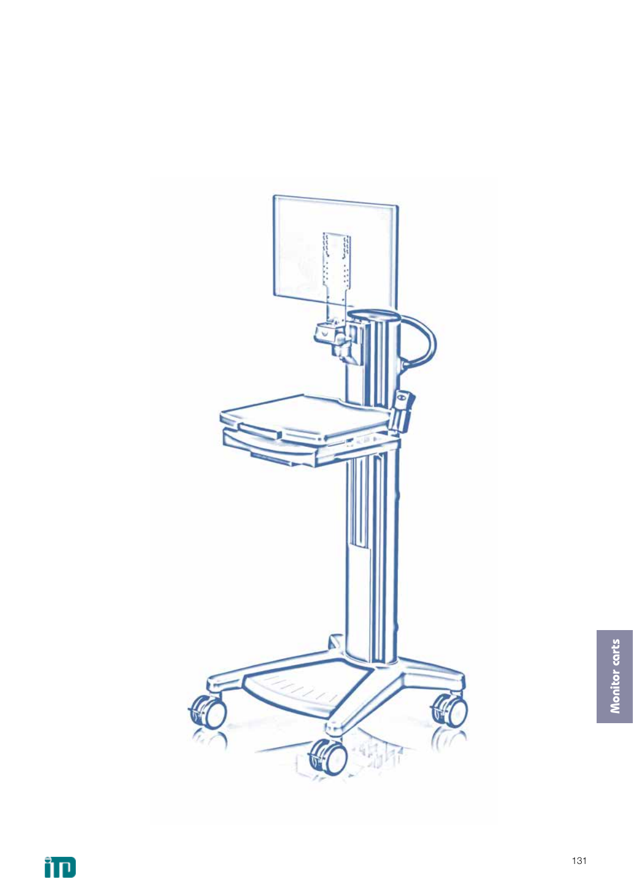Monitor carts